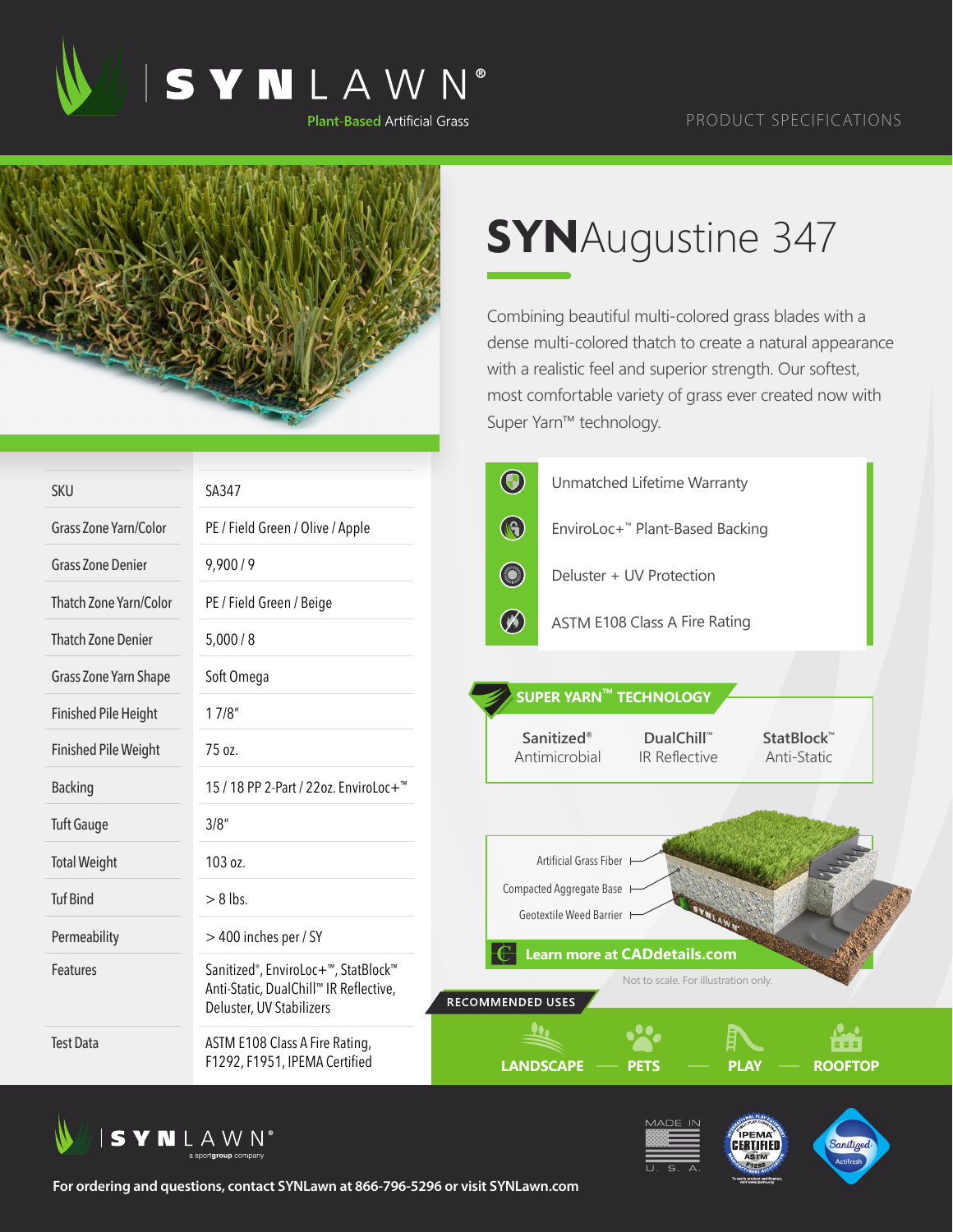# SYNLAWN®

Plant-Based Artificial Grass

PRODUCT SPECIFICATIONS

## SYNAugustine 347

Combining beautiful multi-colored grass blades with a dense multi-colored thatch to create a natural appearance with a realistic feel and superior strength. Our softest, most comfortable variety of grass ever created now with Super Yarn™ technology.

| | |
|---|---|
| SKU | SA347 |
| Grass Zone Yarn/Color | PE / Field Green / Olive / Apple |
| Grass Zone Denier | 9,900 / 9 |
| Thatch Zone Yarn/Color | PE / Field Green / Beige |
| Thatch Zone Denier | 5,000 / 8 |
| Grass Zone Yarn Shape | Soft Omega |
| Finished Pile Height | 1 7/8" |
| Finished Pile Weight | 75 oz. |
| Backing | 15 / 18 PP 2-Part / 22oz. EnviroLoc+™ |
| Tuft Gauge | 3/8" |
| Total Weight | 103 oz. |
| Tuf Bind | > 8 lbs. |
| Permeability | > 400 inches per / SY |
| Features | Sanitized®, EnviroLoc+™, StatBlock™ Anti-Static, DualChill™ IR Reflective, Deluster, UV Stabilizers |
| Test Data | ASTM E108 Class A Fire Rating, F1292, F1951, IPEMA Certified |

- Unmatched Lifetime Warranty
- EnviroLoc+™ Plant-Based Backing
- Deluster + UV Protection
- ASTM E108 Class A Fire Rating

### SUPER YARN™ TECHNOLOGY

- Sanitized® Antimicrobial
- DualChill™ IR Reflective
- StatBlock™ Anti-Static

Artificial Grass Fiber

Compacted Aggregate Base

Geotextile Weed Barrier

Learn more at CADdetails.com

Not to scale. For illustration only.

### RECOMMENDED USES

LANDSCAPE — PETS — PLAY — ROOFTOP

SYNLAWN® a sportgroup company

MADE IN U. S. A.

IPEMA CERTIFIED ASTM F1292

Sanitized Actifresh

For ordering and questions, contact SYNLawn at 866-796-5296 or visit SYNLawn.com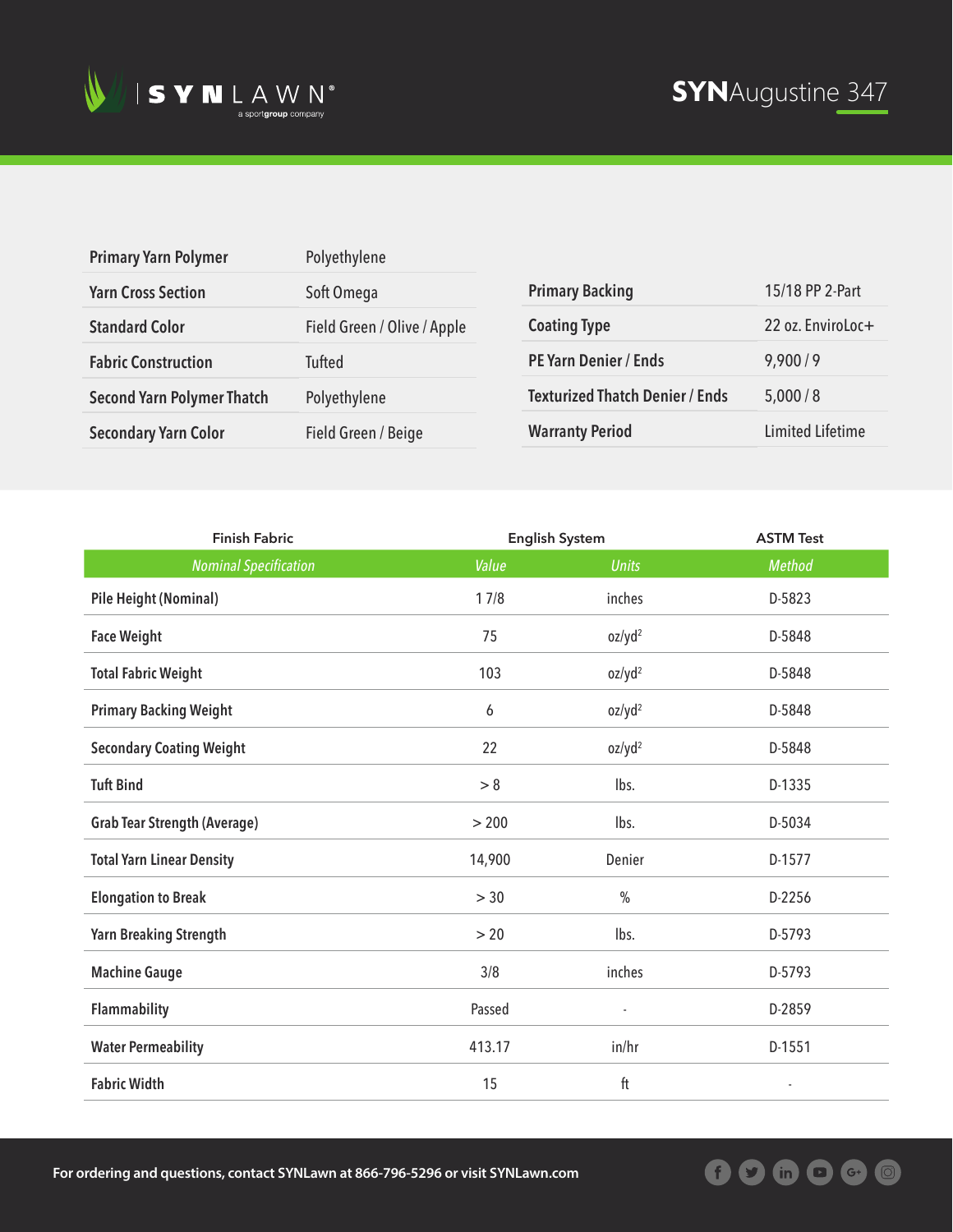SYNLAWN® a sportgroup company

# SYNAugustine 347

| | |
|---|---|
| Primary Yarn Polymer | Polyethylene |
| Yarn Cross Section | Soft Omega |
| Standard Color | Field Green / Olive / Apple |
| Fabric Construction | Tufted |
| Second Yarn Polymer Thatch | Polyethylene |
| Secondary Yarn Color | Field Green / Beige |

| | |
|---|---|
| Primary Backing | 15/18 PP 2-Part |
| Coating Type | 22 oz. EnviroLoc+ |
| PE Yarn Denier / Ends | 9,900 / 9 |
| Texturized Thatch Denier / Ends | 5,000 / 8 |
| Warranty Period | Limited Lifetime |

| Finish Fabric | English System | | ASTM Test |
|---|---|---|---|
| *Nominal Specification* | *Value* | *Units* | *Method* |
| Pile Height (Nominal) | 1 7/8 | inches | D-5823 |
| Face Weight | 75 | oz/yd² | D-5848 |
| Total Fabric Weight | 103 | oz/yd² | D-5848 |
| Primary Backing Weight | 6 | oz/yd² | D-5848 |
| Secondary Coating Weight | 22 | oz/yd² | D-5848 |
| Tuft Bind | > 8 | lbs. | D-1335 |
| Grab Tear Strength (Average) | > 200 | lbs. | D-5034 |
| Total Yarn Linear Density | 14,900 | Denier | D-1577 |
| Elongation to Break | > 30 | % | D-2256 |
| Yarn Breaking Strength | > 20 | lbs. | D-5793 |
| Machine Gauge | 3/8 | inches | D-5793 |
| Flammability | Passed | - | D-2859 |
| Water Permeability | 413.17 | in/hr | D-1551 |
| Fabric Width | 15 | ft | - |

For ordering and questions, contact SYNLawn at 866-796-5296 or visit SYNLawn.com